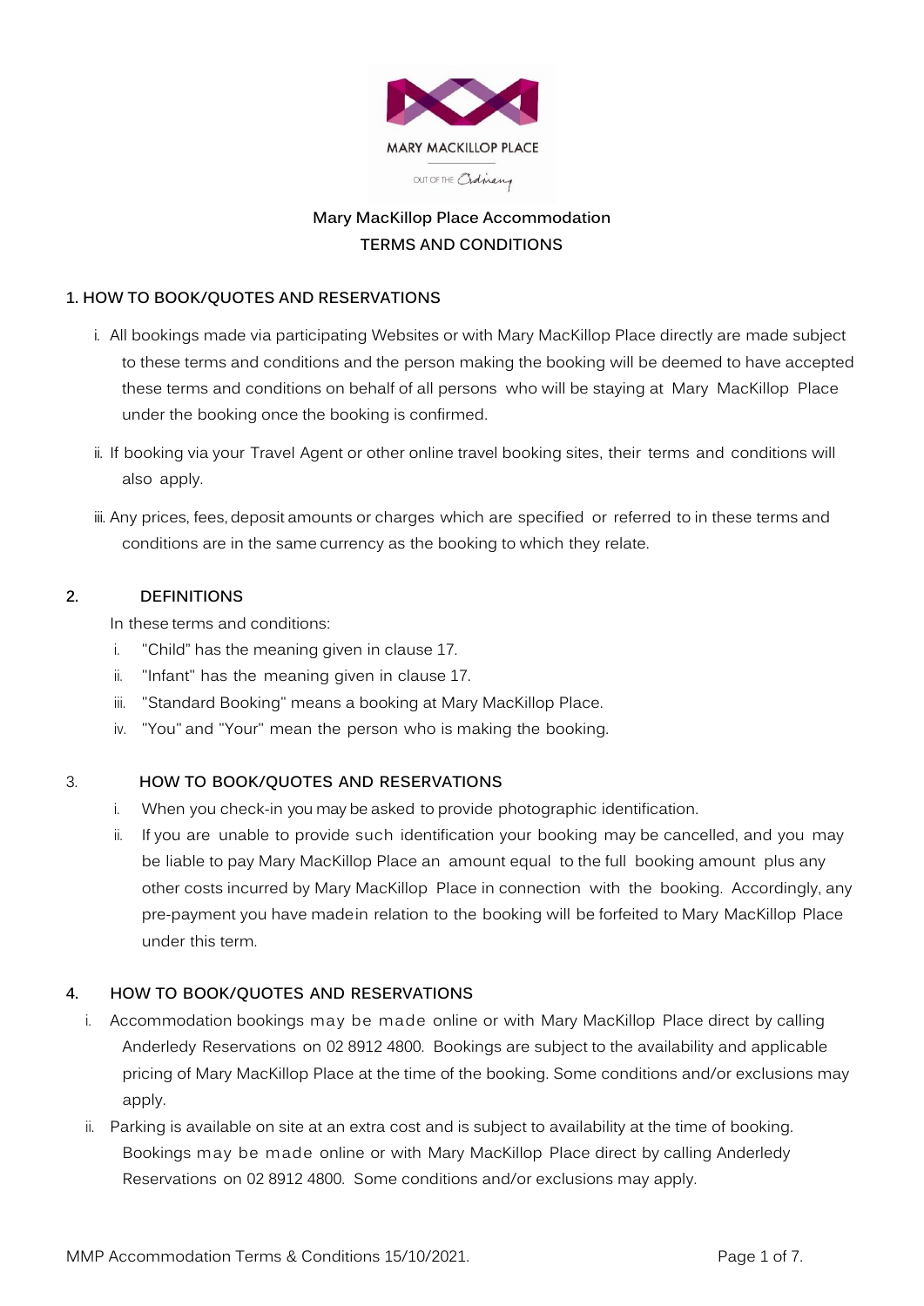MARY MACKILLOP PLACE

OUT OF THE Ordinary

## Mary MacKillop Place Accommodation
## TERMS AND CONDITIONS

### 1. HOW TO BOOK/QUOTES AND RESERVATIONS

i. All bookings made via participating Websites or with Mary MacKillop Place directly are made subject to these terms and conditions and the person making the booking will be deemed to have accepted these terms and conditions on behalf of all persons who will be staying at Mary MacKillop Place under the booking once the booking is confirmed.

ii. If booking via your Travel Agent or other online travel booking sites, their terms and conditions will also apply.

iii. Any prices, fees, deposit amounts or charges which are specified or referred to in these terms and conditions are in the same currency as the booking to which they relate.

### 2. DEFINITIONS

In these terms and conditions:

i. "Child" has the meaning given in clause 17.
ii. "Infant" has the meaning given in clause 17.
iii. "Standard Booking" means a booking at Mary MacKillop Place.
iv. "You" and "Your" mean the person who is making the booking.

### 3. HOW TO BOOK/QUOTES AND RESERVATIONS

i. When you check-in you may be asked to provide photographic identification.
ii. If you are unable to provide such identification your booking may be cancelled, and you may be liable to pay Mary MacKillop Place an amount equal to the full booking amount plus any other costs incurred by Mary MacKillop Place in connection with the booking. Accordingly, any pre-payment you have made in relation to the booking will be forfeited to Mary MacKillop Place under this term.

### 4. HOW TO BOOK/QUOTES AND RESERVATIONS

i. Accommodation bookings may be made online or with Mary MacKillop Place direct by calling Anderledy Reservations on 02 8912 4800. Bookings are subject to the availability and applicable pricing of Mary MacKillop Place at the time of the booking. Some conditions and/or exclusions may apply.
ii. Parking is available on site at an extra cost and is subject to availability at the time of booking. Bookings may be made online or with Mary MacKillop Place direct by calling Anderledy Reservations on 02 8912 4800. Some conditions and/or exclusions may apply.

MMP Accommodation Terms & Conditions 15/10/2021.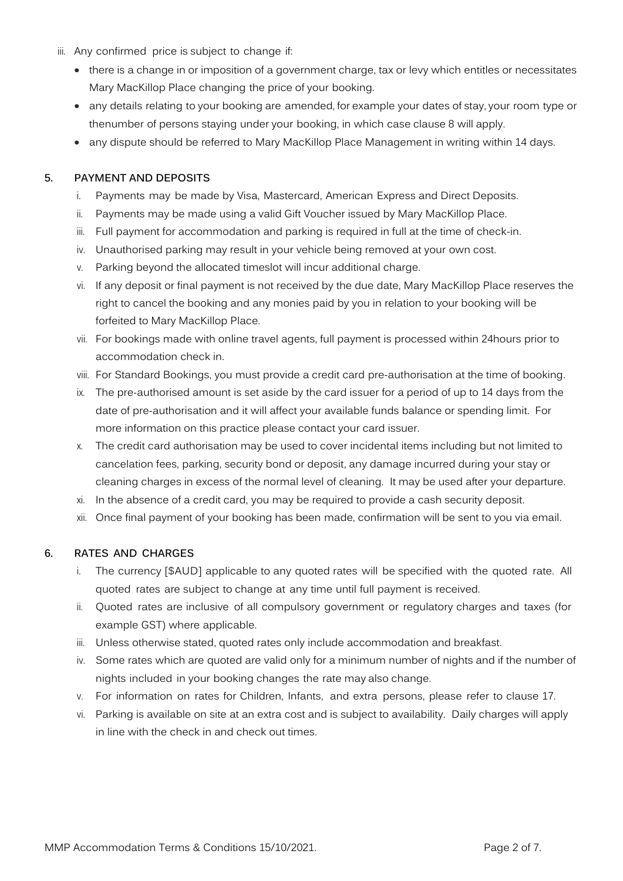iii. Any confirmed price is subject to change if:

- there is a change in or imposition of a government charge, tax or levy which entitles or necessitates Mary MacKillop Place changing the price of your booking.
- any details relating to your booking are amended, for example your dates of stay, your room type or thenumber of persons staying under your booking, in which case clause 8 will apply.
- any dispute should be referred to Mary MacKillop Place Management in writing within 14 days.

## 5. PAYMENT AND DEPOSITS

i. Payments may be made by Visa, Mastercard, American Express and Direct Deposits.

ii. Payments may be made using a valid Gift Voucher issued by Mary MacKillop Place.

iii. Full payment for accommodation and parking is required in full at the time of check-in.

iv. Unauthorised parking may result in your vehicle being removed at your own cost.

v. Parking beyond the allocated timeslot will incur additional charge.

vi. If any deposit or final payment is not received by the due date, Mary MacKillop Place reserves the right to cancel the booking and any monies paid by you in relation to your booking will be forfeited to Mary MacKillop Place.

vii. For bookings made with online travel agents, full payment is processed within 24hours prior to accommodation check in.

viii. For Standard Bookings, you must provide a credit card pre-authorisation at the time of booking.

ix. The pre-authorised amount is set aside by the card issuer for a period of up to 14 days from the date of pre-authorisation and it will affect your available funds balance or spending limit. For more information on this practice please contact your card issuer.

x. The credit card authorisation may be used to cover incidental items including but not limited to cancelation fees, parking, security bond or deposit, any damage incurred during your stay or cleaning charges in excess of the normal level of cleaning. It may be used after your departure.

xi. In the absence of a credit card, you may be required to provide a cash security deposit.

xii. Once final payment of your booking has been made, confirmation will be sent to you via email.

## 6. RATES AND CHARGES

i. The currency [$AUD] applicable to any quoted rates will be specified with the quoted rate. All quoted rates are subject to change at any time until full payment is received.

ii. Quoted rates are inclusive of all compulsory government or regulatory charges and taxes (for example GST) where applicable.

iii. Unless otherwise stated, quoted rates only include accommodation and breakfast.

iv. Some rates which are quoted are valid only for a minimum number of nights and if the number of nights included in your booking changes the rate may also change.

v. For information on rates for Children, Infants, and extra persons, please refer to clause 17.

vi. Parking is available on site at an extra cost and is subject to availability. Daily charges will apply in line with the check in and check out times.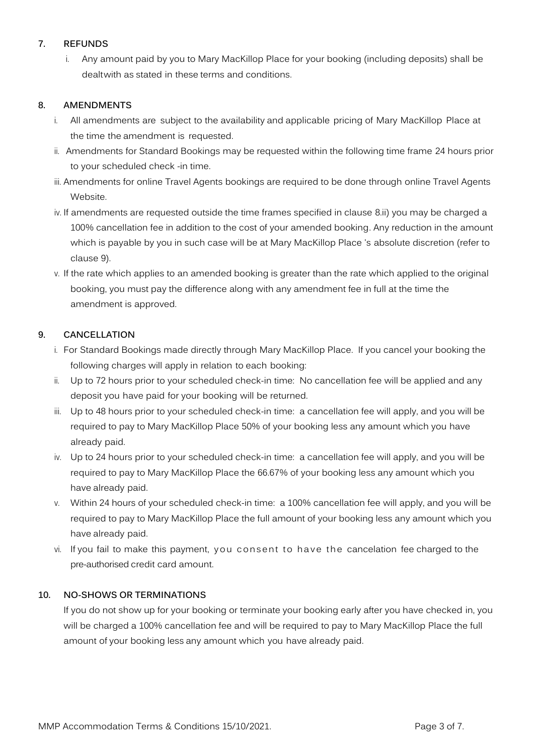**7. REFUNDS**

i. Any amount paid by you to Mary MacKillop Place for your booking (including deposits) shall be dealtwith as stated in these terms and conditions.

**8. AMENDMENTS**

i. All amendments are subject to the availability and applicable pricing of Mary MacKillop Place at the time the amendment is requested.

ii. Amendments for Standard Bookings may be requested within the following time frame 24 hours prior to your scheduled check -in time.

iii. Amendments for online Travel Agents bookings are required to be done through online Travel Agents Website.

iv. If amendments are requested outside the time frames specified in clause 8.ii) you may be charged a 100% cancellation fee in addition to the cost of your amended booking. Any reduction in the amount which is payable by you in such case will be at Mary MacKillop Place 's absolute discretion (refer to clause 9).

v. If the rate which applies to an amended booking is greater than the rate which applied to the original booking, you must pay the difference along with any amendment fee in full at the time the amendment is approved.

**9. CANCELLATION**

i. For Standard Bookings made directly through Mary MacKillop Place. If you cancel your booking the following charges will apply in relation to each booking:

ii. Up to 72 hours prior to your scheduled check-in time: No cancellation fee will be applied and any deposit you have paid for your booking will be returned.

iii. Up to 48 hours prior to your scheduled check-in time: a cancellation fee will apply, and you will be required to pay to Mary MacKillop Place 50% of your booking less any amount which you have already paid.

iv. Up to 24 hours prior to your scheduled check-in time: a cancellation fee will apply, and you will be required to pay to Mary MacKillop Place the 66.67% of your booking less any amount which you have already paid.

v. Within 24 hours of your scheduled check-in time: a 100% cancellation fee will apply, and you will be required to pay to Mary MacKillop Place the full amount of your booking less any amount which you have already paid.

vi. If you fail to make this payment, you consent to have the cancelation fee charged to the pre-authorised credit card amount.

**10. NO-SHOWS OR TERMINATIONS**

If you do not show up for your booking or terminate your booking early after you have checked in, you will be charged a 100% cancellation fee and will be required to pay to Mary MacKillop Place the full amount of your booking less any amount which you have already paid.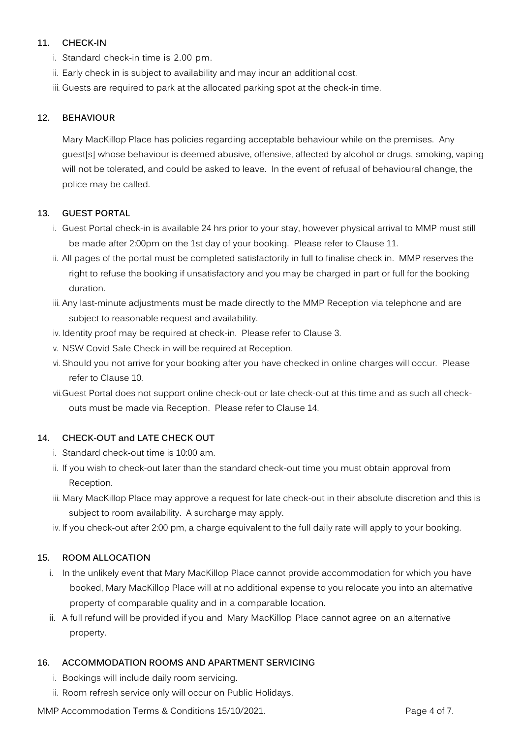## 11. CHECK-IN

i. Standard check-in time is 2.00 pm.
ii. Early check in is subject to availability and may incur an additional cost.
iii. Guests are required to park at the allocated parking spot at the check-in time.

## 12. BEHAVIOUR

Mary MacKillop Place has policies regarding acceptable behaviour while on the premises. Any guest[s] whose behaviour is deemed abusive, offensive, affected by alcohol or drugs, smoking, vaping will not be tolerated, and could be asked to leave. In the event of refusal of behavioural change, the police may be called.

## 13. GUEST PORTAL

i. Guest Portal check-in is available 24 hrs prior to your stay, however physical arrival to MMP must still be made after 2:00pm on the 1st day of your booking. Please refer to Clause 11.
ii. All pages of the portal must be completed satisfactorily in full to finalise check in. MMP reserves the right to refuse the booking if unsatisfactory and you may be charged in part or full for the booking duration.
iii. Any last-minute adjustments must be made directly to the MMP Reception via telephone and are subject to reasonable request and availability.
iv. Identity proof may be required at check-in. Please refer to Clause 3.
v. NSW Covid Safe Check-in will be required at Reception.
vi. Should you not arrive for your booking after you have checked in online charges will occur. Please refer to Clause 10.
vii. Guest Portal does not support online check-out or late check-out at this time and as such all check-outs must be made via Reception. Please refer to Clause 14.

## 14. CHECK-OUT and LATE CHECK OUT

i. Standard check-out time is 10:00 am.
ii. If you wish to check-out later than the standard check-out time you must obtain approval from Reception.
iii. Mary MacKillop Place may approve a request for late check-out in their absolute discretion and this is subject to room availability. A surcharge may apply.
iv. If you check-out after 2:00 pm, a charge equivalent to the full daily rate will apply to your booking.

## 15. ROOM ALLOCATION

i. In the unlikely event that Mary MacKillop Place cannot provide accommodation for which you have booked, Mary MacKillop Place will at no additional expense to you relocate you into an alternative property of comparable quality and in a comparable location.
ii. A full refund will be provided if you and Mary MacKillop Place cannot agree on an alternative property.

## 16. ACCOMMODATION ROOMS AND APARTMENT SERVICING

i. Bookings will include daily room servicing.
ii. Room refresh service only will occur on Public Holidays.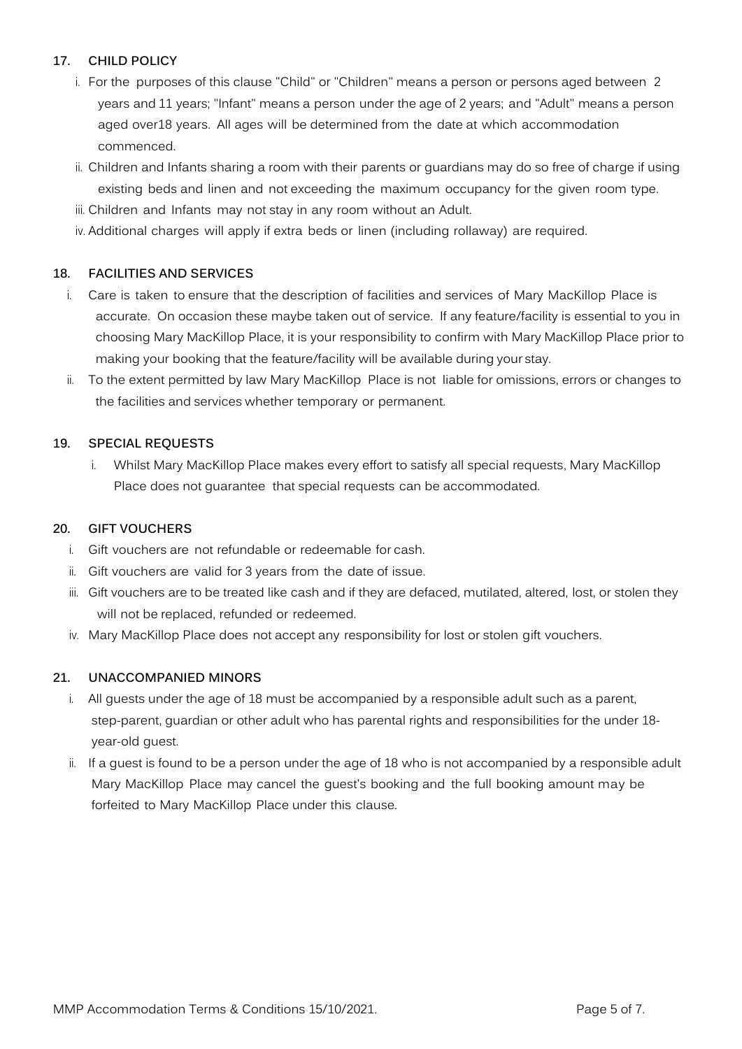## 17. CHILD POLICY

i. For the purposes of this clause "Child" or "Children" means a person or persons aged between 2 years and 11 years; "Infant" means a person under the age of 2 years; and "Adult" means a person aged over18 years. All ages will be determined from the date at which accommodation commenced.

ii. Children and Infants sharing a room with their parents or guardians may do so free of charge if using existing beds and linen and not exceeding the maximum occupancy for the given room type.

iii. Children and Infants may not stay in any room without an Adult.

iv. Additional charges will apply if extra beds or linen (including rollaway) are required.

## 18. FACILITIES AND SERVICES

i. Care is taken to ensure that the description of facilities and services of Mary MacKillop Place is accurate. On occasion these maybe taken out of service. If any feature/facility is essential to you in choosing Mary MacKillop Place, it is your responsibility to confirm with Mary MacKillop Place prior to making your booking that the feature/facility will be available during your stay.

ii. To the extent permitted by law Mary MacKillop Place is not liable for omissions, errors or changes to the facilities and services whether temporary or permanent.

## 19. SPECIAL REQUESTS

i. Whilst Mary MacKillop Place makes every effort to satisfy all special requests, Mary MacKillop Place does not guarantee that special requests can be accommodated.

## 20. GIFT VOUCHERS

i. Gift vouchers are not refundable or redeemable for cash.

ii. Gift vouchers are valid for 3 years from the date of issue.

iii. Gift vouchers are to be treated like cash and if they are defaced, mutilated, altered, lost, or stolen they will not be replaced, refunded or redeemed.

iv. Mary MacKillop Place does not accept any responsibility for lost or stolen gift vouchers.

## 21. UNACCOMPANIED MINORS

i. All guests under the age of 18 must be accompanied by a responsible adult such as a parent, step-parent, guardian or other adult who has parental rights and responsibilities for the under 18-year-old guest.

ii. If a guest is found to be a person under the age of 18 who is not accompanied by a responsible adult Mary MacKillop Place may cancel the guest's booking and the full booking amount may be forfeited to Mary MacKillop Place under this clause.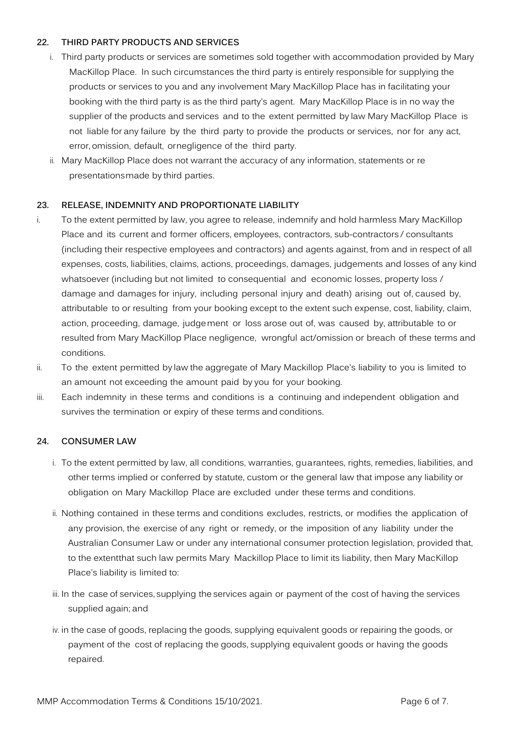## 22. THIRD PARTY PRODUCTS AND SERVICES

i. Third party products or services are sometimes sold together with accommodation provided by Mary MacKillop Place. In such circumstances the third party is entirely responsible for supplying the products or services to you and any involvement Mary MacKillop Place has in facilitating your booking with the third party is as the third party's agent. Mary MacKillop Place is in no way the supplier of the products and services and to the extent permitted by law Mary MacKillop Place is not liable for any failure by the third party to provide the products or services, nor for any act, error, omission, default, ornegligence of the third party.

ii. Mary MacKillop Place does not warrant the accuracy of any information, statements or re presentationsmade by third parties.

## 23. RELEASE, INDEMNITY AND PROPORTIONATE LIABILITY

i. To the extent permitted by law, you agree to release, indemnify and hold harmless Mary MacKillop Place and its current and former officers, employees, contractors, sub-contractors / consultants (including their respective employees and contractors) and agents against, from and in respect of all expenses, costs, liabilities, claims, actions, proceedings, damages, judgements and losses of any kind whatsoever (including but not limited to consequential and economic losses, property loss / damage and damages for injury, including personal injury and death) arising out of, caused by, attributable to or resulting from your booking except to the extent such expense, cost, liability, claim, action, proceeding, damage, judgement or loss arose out of, was caused by, attributable to or resulted from Mary MacKillop Place negligence, wrongful act/omission or breach of these terms and conditions.

ii. To the extent permitted by law the aggregate of Mary Mackillop Place's liability to you is limited to an amount not exceeding the amount paid by you for your booking.

iii. Each indemnity in these terms and conditions is a continuing and independent obligation and survives the termination or expiry of these terms and conditions.

## 24. CONSUMER LAW

i. To the extent permitted by law, all conditions, warranties, guarantees, rights, remedies, liabilities, and other terms implied or conferred by statute, custom or the general law that impose any liability or obligation on Mary Mackillop Place are excluded under these terms and conditions.

ii. Nothing contained in these terms and conditions excludes, restricts, or modifies the application of any provision, the exercise of any right or remedy, or the imposition of any liability under the Australian Consumer Law or under any international consumer protection legislation, provided that, to the extentthat such law permits Mary Mackillop Place to limit its liability, then Mary MacKillop Place's liability is limited to:

iii. In the case of services, supplying the services again or payment of the cost of having the services supplied again; and

iv. in the case of goods, replacing the goods, supplying equivalent goods or repairing the goods, or payment of the cost of replacing the goods, supplying equivalent goods or having the goods repaired.

MMP Accommodation Terms & Conditions 15/10/2021.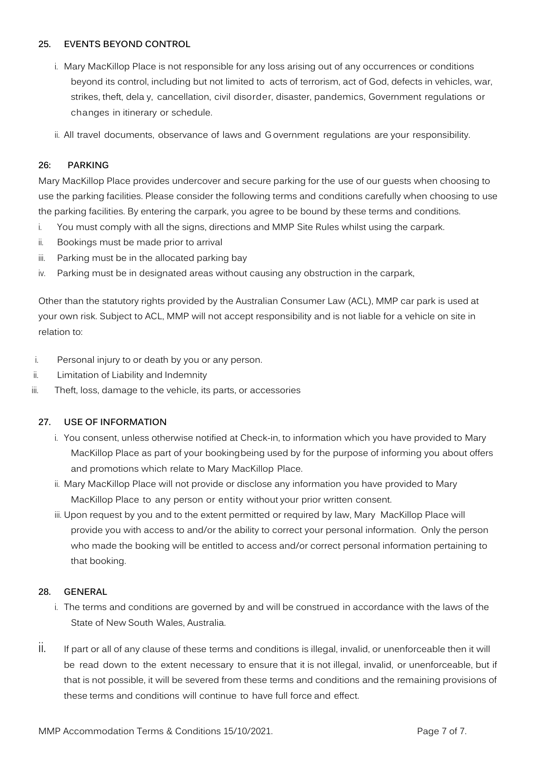### 25. EVENTS BEYOND CONTROL

i. Mary MacKillop Place is not responsible for any loss arising out of any occurrences or conditions beyond its control, including but not limited to acts of terrorism, act of God, defects in vehicles, war, strikes, theft, dela y, cancellation, civil disorder, disaster, pandemics, Government regulations or changes in itinerary or schedule.

ii. All travel documents, observance of laws and G overnment regulations are your responsibility.

### 26: PARKING

Mary MacKillop Place provides undercover and secure parking for the use of our guests when choosing to use the parking facilities. Please consider the following terms and conditions carefully when choosing to use the parking facilities. By entering the carpark, you agree to be bound by these terms and conditions.

i. You must comply with all the signs, directions and MMP Site Rules whilst using the carpark.
ii. Bookings must be made prior to arrival
iii. Parking must be in the allocated parking bay
iv. Parking must be in designated areas without causing any obstruction in the carpark,

Other than the statutory rights provided by the Australian Consumer Law (ACL), MMP car park is used at your own risk. Subject to ACL, MMP will not accept responsibility and is not liable for a vehicle on site in relation to:

i. Personal injury to or death by you or any person.
ii. Limitation of Liability and Indemnity
iii. Theft, loss, damage to the vehicle, its parts, or accessories

### 27. USE OF INFORMATION

i. You consent, unless otherwise notified at Check-in, to information which you have provided to Mary MacKillop Place as part of your bookingbeing used by for the purpose of informing you about offers and promotions which relate to Mary MacKillop Place.
ii. Mary MacKillop Place will not provide or disclose any information you have provided to Mary MacKillop Place to any person or entity without your prior written consent.
iii. Upon request by you and to the extent permitted or required by law, Mary MacKillop Place will provide you with access to and/or the ability to correct your personal information. Only the person who made the booking will be entitled to access and/or correct personal information pertaining to that booking.

### 28. GENERAL

i. The terms and conditions are governed by and will be construed in accordance with the laws of the State of New South Wales, Australia.

ii. If part or all of any clause of these terms and conditions is illegal, invalid, or unenforceable then it will be read down to the extent necessary to ensure that it is not illegal, invalid, or unenforceable, but if that is not possible, it will be severed from these terms and conditions and the remaining provisions of these terms and conditions will continue to have full force and effect.